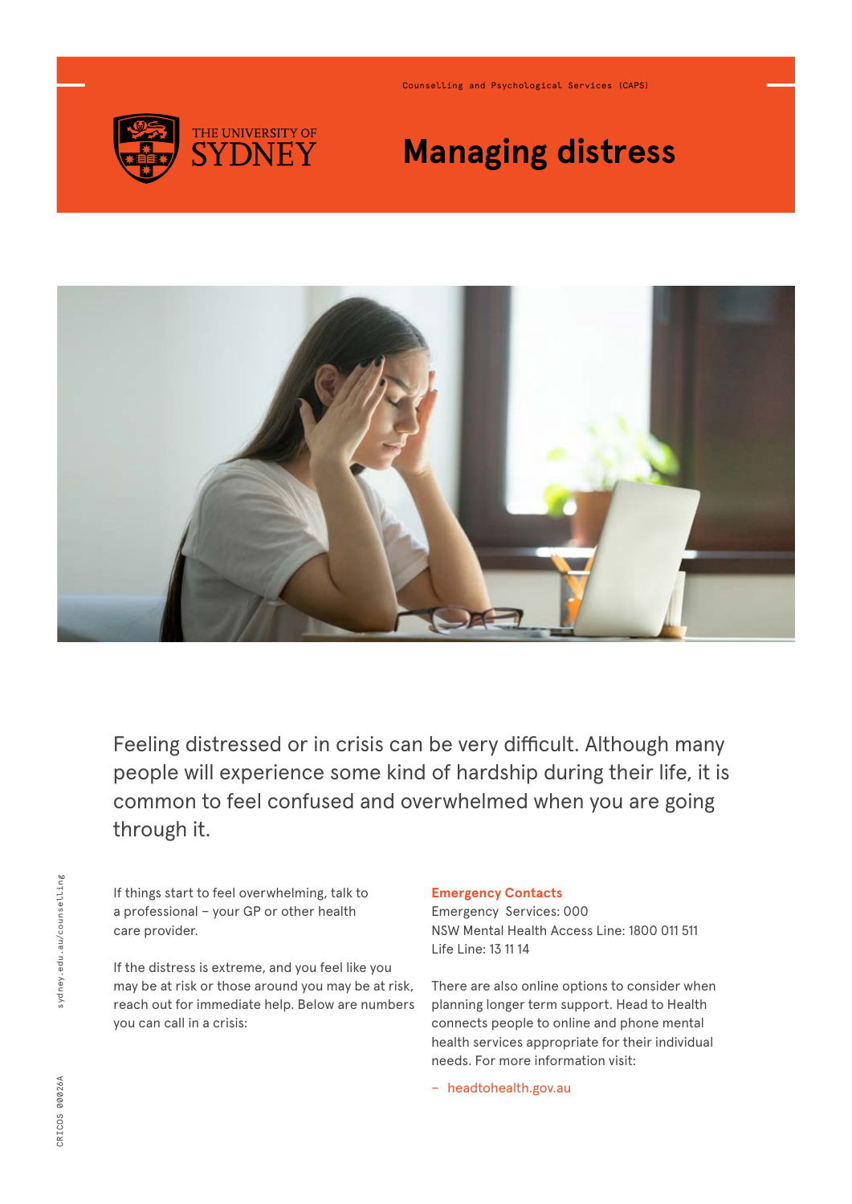Counselling and Psychological Services (CAPS)

# Managing distress

Feeling distressed or in crisis can be very difficult. Although many people will experience some kind of hardship during their life, it is common to feel confused and overwhelmed when you are going through it.

If things start to feel overwhelming, talk to a professional – your GP or other health care provider.

If the distress is extreme, and you feel like you may be at risk or those around you may be at risk, reach out for immediate help. Below are numbers you can call in a crisis:

**Emergency Contacts**
Emergency Services: 000
NSW Mental Health Access Line: 1800 011 511
Life Line: 13 11 14

There are also online options to consider when planning longer term support. Head to Health connects people to online and phone mental health services appropriate for their individual needs. For more information visit:

- headtohealth.gov.au

sydney.edu.au/counselling

CRICOS 00026A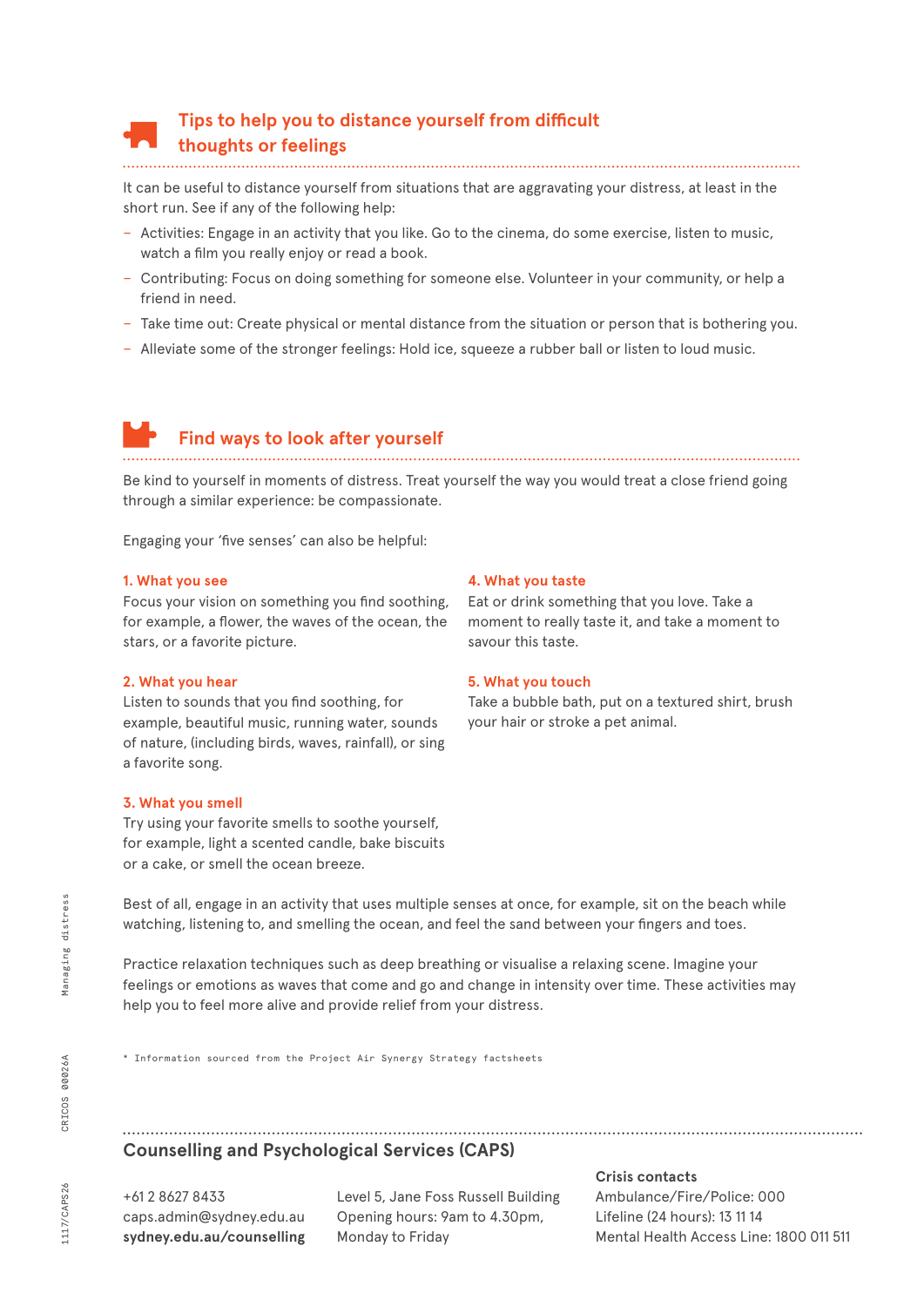## Tips to help you to distance yourself from difficult thoughts or feelings

It can be useful to distance yourself from situations that are aggravating your distress, at least in the short run. See if any of the following help:

- Activities: Engage in an activity that you like. Go to the cinema, do some exercise, listen to music, watch a film you really enjoy or read a book.
- Contributing: Focus on doing something for someone else. Volunteer in your community, or help a friend in need.
- Take time out: Create physical or mental distance from the situation or person that is bothering you.
- Alleviate some of the stronger feelings: Hold ice, squeeze a rubber ball or listen to loud music.

## Find ways to look after yourself

Be kind to yourself in moments of distress. Treat yourself the way you would treat a close friend going through a similar experience: be compassionate.

Engaging your 'five senses' can also be helpful:

**1. What you see**
Focus your vision on something you find soothing, for example, a flower, the waves of the ocean, the stars, or a favorite picture.

**2. What you hear**
Listen to sounds that you find soothing, for example, beautiful music, running water, sounds of nature, (including birds, waves, rainfall), or sing a favorite song.

**3. What you smell**
Try using your favorite smells to soothe yourself, for example, light a scented candle, bake biscuits or a cake, or smell the ocean breeze.

**4. What you taste**
Eat or drink something that you love. Take a moment to really taste it, and take a moment to savour this taste.

**5. What you touch**
Take a bubble bath, put on a textured shirt, brush your hair or stroke a pet animal.

Best of all, engage in an activity that uses multiple senses at once, for example, sit on the beach while watching, listening to, and smelling the ocean, and feel the sand between your fingers and toes.

Practice relaxation techniques such as deep breathing or visualise a relaxing scene. Imagine your feelings or emotions as waves that come and go and change in intensity over time. These activities may help you to feel more alive and provide relief from your distress.

* Information sourced from the Project Air Synergy Strategy factsheets

### Counselling and Psychological Services (CAPS)

+61 2 8627 8433
caps.admin@sydney.edu.au
**sydney.edu.au/counselling**

Level 5, Jane Foss Russell Building
Opening hours: 9am to 4.30pm, Monday to Friday

**Crisis contacts**
Ambulance/Fire/Police: 000
Lifeline (24 hours): 13 11 14
Mental Health Access Line: 1800 011 511

Managing distress

CRICOS 00026A

1117/CAPS26